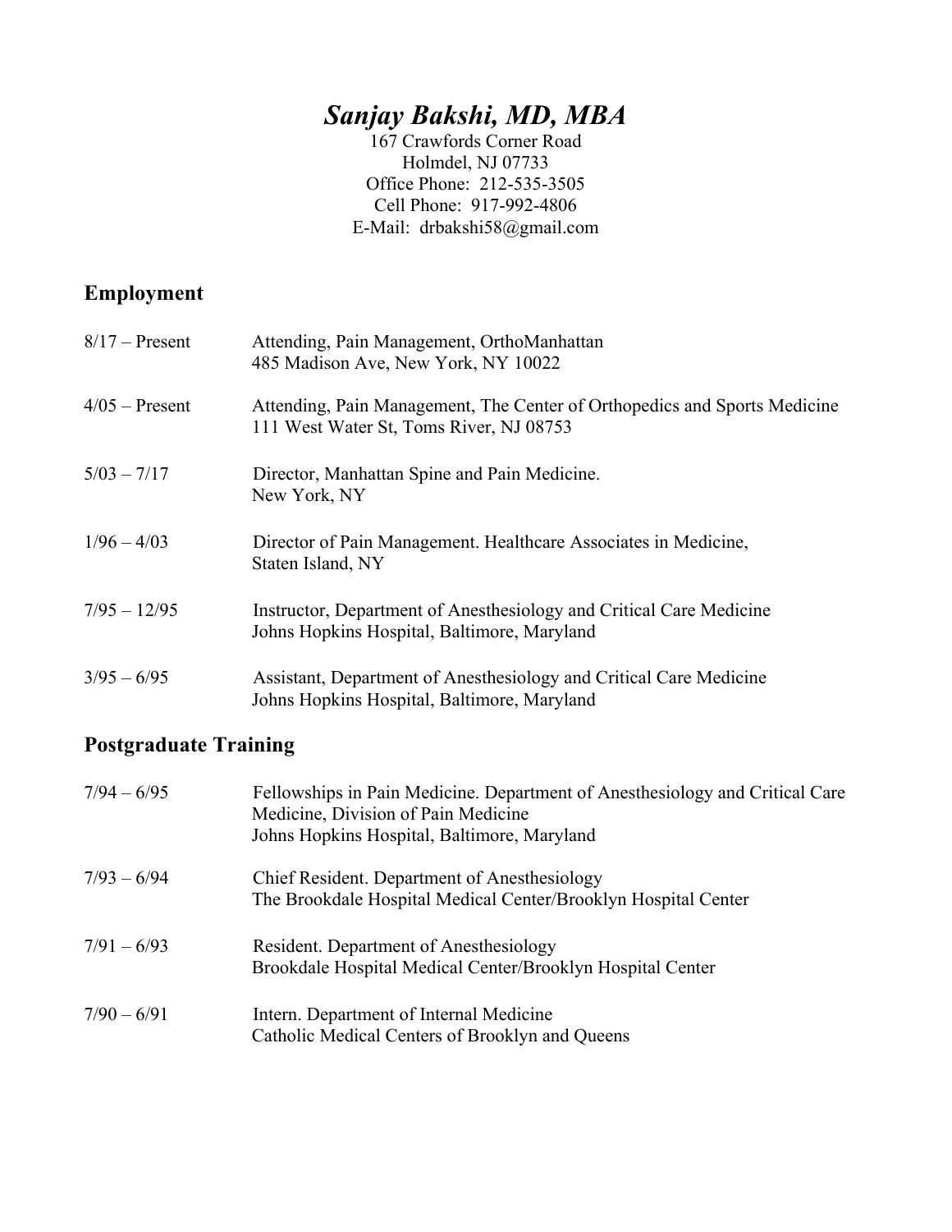# *Sanjay Bakshi, MD, MBA*

167 Crawfords Corner Road
Holmdel, NJ 07733
Office Phone: 212-535-3505
Cell Phone: 917-992-4806
E-Mail: drbakshi58@gmail.com

## Employment

| | |
|---|---|
| 8/17 – Present | Attending, Pain Management, OrthoManhattan<br>485 Madison Ave, New York, NY 10022 |
| 4/05 – Present | Attending, Pain Management, The Center of Orthopedics and Sports Medicine<br>111 West Water St, Toms River, NJ 08753 |
| 5/03 – 7/17 | Director, Manhattan Spine and Pain Medicine.<br>New York, NY |
| 1/96 – 4/03 | Director of Pain Management. Healthcare Associates in Medicine,<br>Staten Island, NY |
| 7/95 – 12/95 | Instructor, Department of Anesthesiology and Critical Care Medicine<br>Johns Hopkins Hospital, Baltimore, Maryland |
| 3/95 – 6/95 | Assistant, Department of Anesthesiology and Critical Care Medicine<br>Johns Hopkins Hospital, Baltimore, Maryland |

## Postgraduate Training

| | |
|---|---|
| 7/94 – 6/95 | Fellowships in Pain Medicine. Department of Anesthesiology and Critical Care Medicine, Division of Pain Medicine<br>Johns Hopkins Hospital, Baltimore, Maryland |
| 7/93 – 6/94 | Chief Resident. Department of Anesthesiology<br>The Brookdale Hospital Medical Center/Brooklyn Hospital Center |
| 7/91 – 6/93 | Resident. Department of Anesthesiology<br>Brookdale Hospital Medical Center/Brooklyn Hospital Center |
| 7/90 – 6/91 | Intern. Department of Internal Medicine<br>Catholic Medical Centers of Brooklyn and Queens |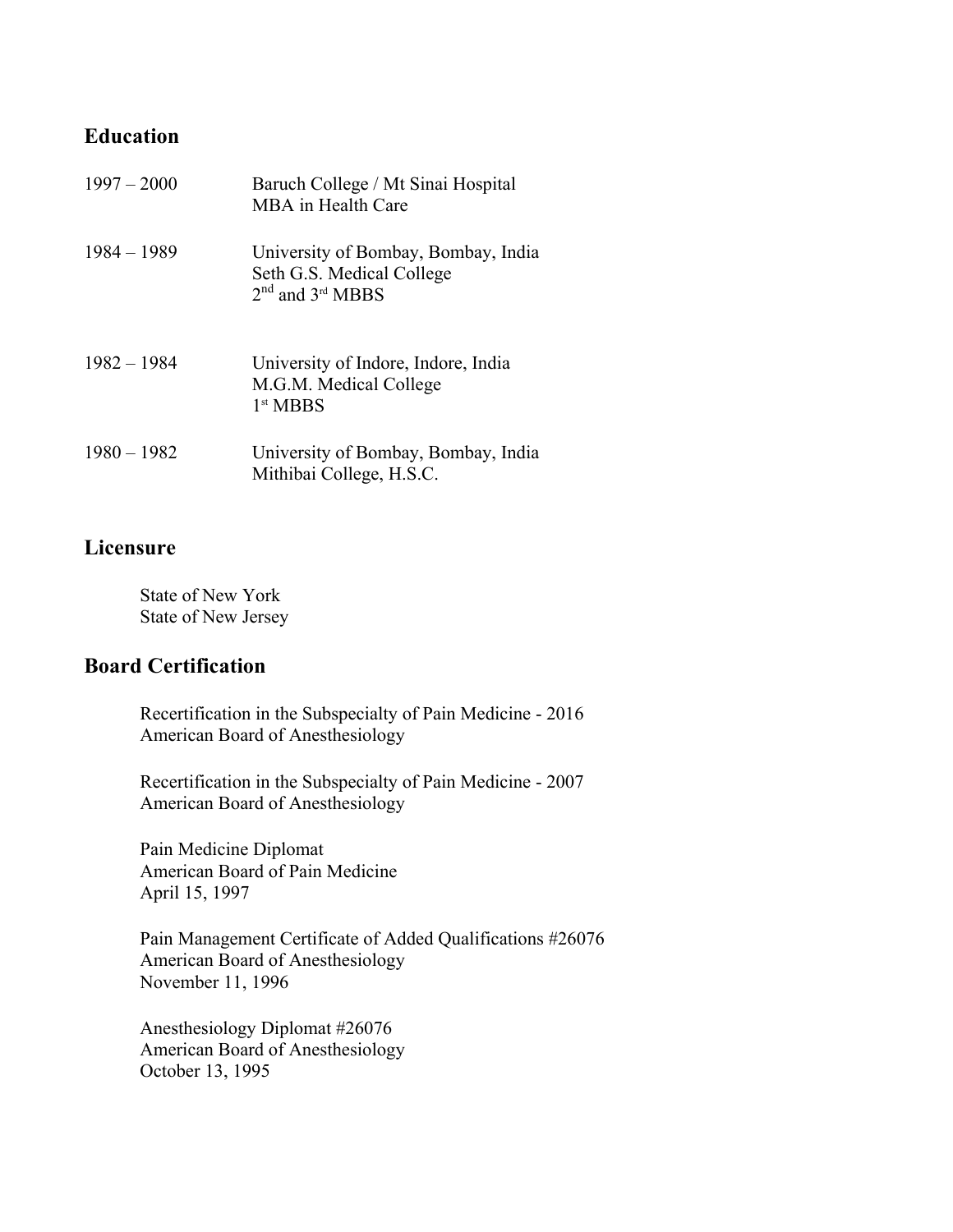## Education

| | |
|---|---|
| 1997 – 2000 | Baruch College / Mt Sinai Hospital<br>MBA in Health Care |
| 1984 – 1989 | University of Bombay, Bombay, India<br>Seth G.S. Medical College<br>2nd and 3rd MBBS |
| 1982 – 1984 | University of Indore, Indore, India<br>M.G.M. Medical College<br>1st MBBS |
| 1980 – 1982 | University of Bombay, Bombay, India<br>Mithibai College, H.S.C. |

## Licensure

State of New York
State of New Jersey

## Board Certification

Recertification in the Subspecialty of Pain Medicine - 2016
American Board of Anesthesiology

Recertification in the Subspecialty of Pain Medicine - 2007
American Board of Anesthesiology

Pain Medicine Diplomat
American Board of Pain Medicine
April 15, 1997

Pain Management Certificate of Added Qualifications #26076
American Board of Anesthesiology
November 11, 1996

Anesthesiology Diplomat #26076
American Board of Anesthesiology
October 13, 1995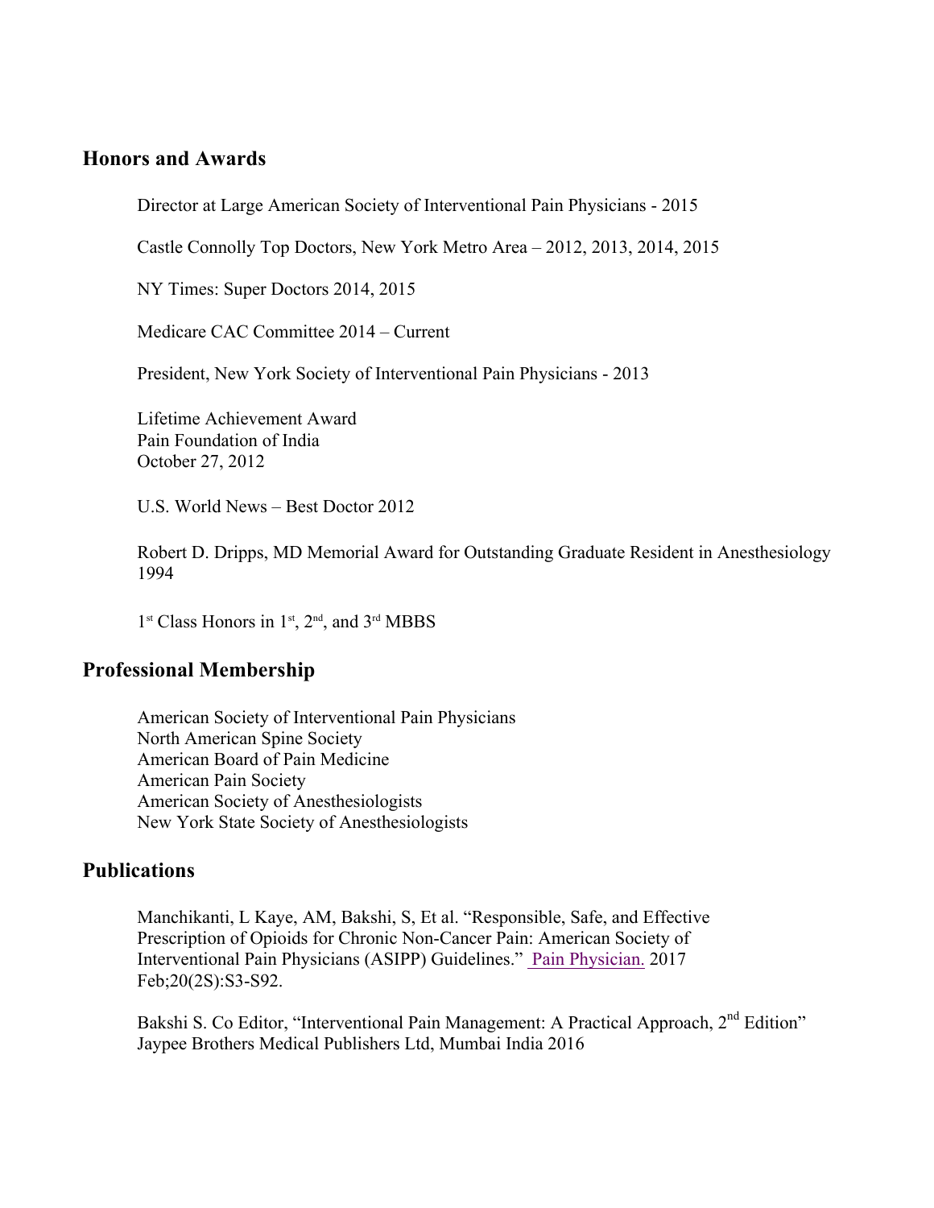## Honors and Awards

Director at Large American Society of Interventional Pain Physicians - 2015

Castle Connolly Top Doctors, New York Metro Area – 2012, 2013, 2014, 2015

NY Times: Super Doctors 2014, 2015

Medicare CAC Committee 2014 – Current

President, New York Society of Interventional Pain Physicians - 2013

Lifetime Achievement Award
Pain Foundation of India
October 27, 2012

U.S. World News – Best Doctor 2012

Robert D. Dripps, MD Memorial Award for Outstanding Graduate Resident in Anesthesiology 1994

1st Class Honors in 1st, 2nd, and 3rd MBBS

## Professional Membership

American Society of Interventional Pain Physicians
North American Spine Society
American Board of Pain Medicine
American Pain Society
American Society of Anesthesiologists
New York State Society of Anesthesiologists

## Publications

Manchikanti, L Kaye, AM, Bakshi, S, Et al. "Responsible, Safe, and Effective Prescription of Opioids for Chronic Non-Cancer Pain: American Society of Interventional Pain Physicians (ASIPP) Guidelines." Pain Physician. 2017 Feb;20(2S):S3-S92.

Bakshi S. Co Editor, "Interventional Pain Management: A Practical Approach, 2nd Edition" Jaypee Brothers Medical Publishers Ltd, Mumbai India 2016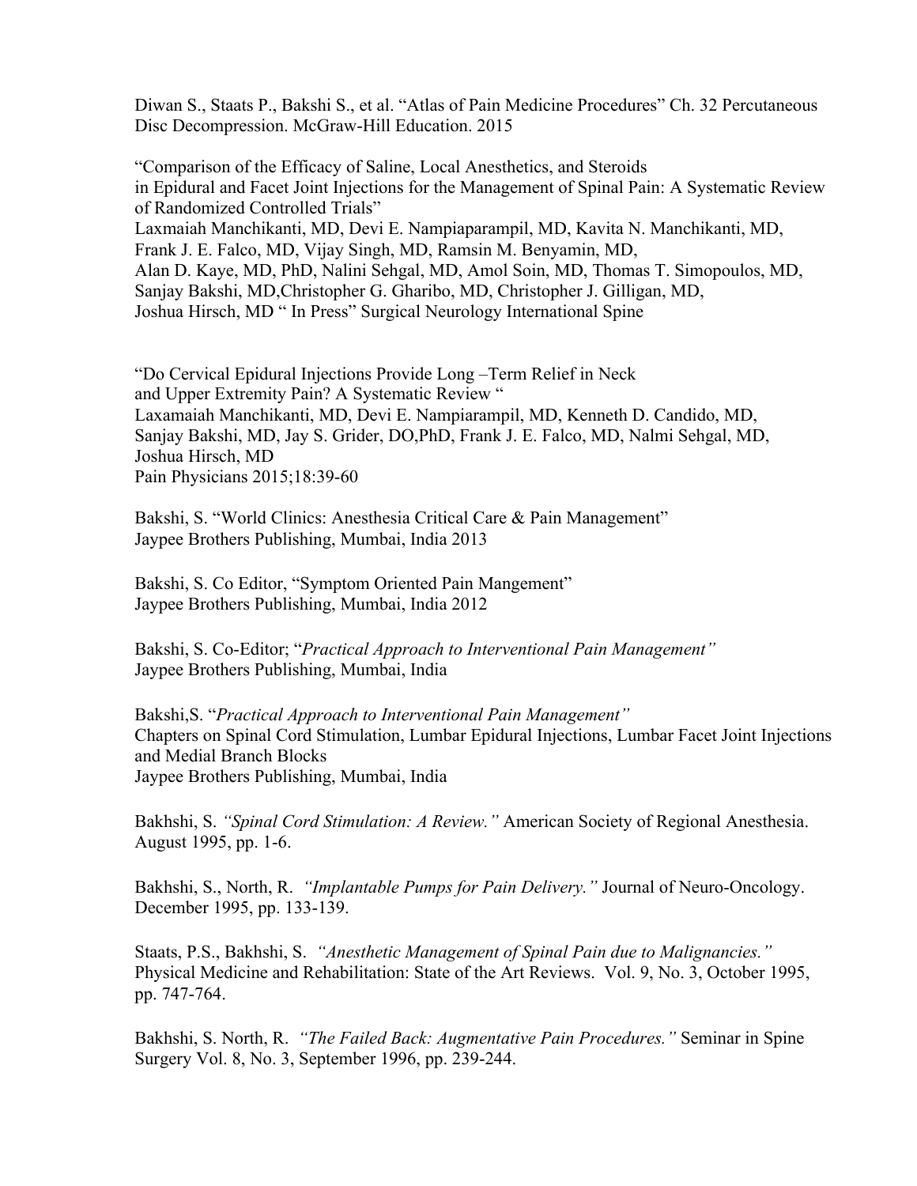Diwan S., Staats P., Bakshi S., et al. "Atlas of Pain Medicine Procedures" Ch. 32 Percutaneous Disc Decompression. McGraw-Hill Education. 2015

"Comparison of the Efficacy of Saline, Local Anesthetics, and Steroids in Epidural and Facet Joint Injections for the Management of Spinal Pain: A Systematic Review of Randomized Controlled Trials"
Laxmaiah Manchikanti, MD, Devi E. Nampiaparampil, MD, Kavita N. Manchikanti, MD, Frank J. E. Falco, MD, Vijay Singh, MD, Ramsin M. Benyamin, MD, Alan D. Kaye, MD, PhD, Nalini Sehgal, MD, Amol Soin, MD, Thomas T. Simopoulos, MD, Sanjay Bakshi, MD,Christopher G. Gharibo, MD, Christopher J. Gilligan, MD, Joshua Hirsch, MD " In Press" Surgical Neurology International Spine

"Do Cervical Epidural Injections Provide Long –Term Relief in Neck and Upper Extremity Pain? A Systematic Review "
Laxamaiah Manchikanti, MD, Devi E. Nampiarampil, MD, Kenneth D. Candido, MD, Sanjay Bakshi, MD, Jay S. Grider, DO,PhD, Frank J. E. Falco, MD, Nalmi Sehgal, MD, Joshua Hirsch, MD
Pain Physicians 2015;18:39-60

Bakshi, S. "World Clinics: Anesthesia Critical Care & Pain Management"
Jaypee Brothers Publishing, Mumbai, India 2013

Bakshi, S. Co Editor, "Symptom Oriented Pain Mangement"
Jaypee Brothers Publishing, Mumbai, India 2012

Bakshi, S. Co-Editor; "*Practical Approach to Interventional Pain Management"*
Jaypee Brothers Publishing, Mumbai, India

Bakshi,S. "*Practical Approach to Interventional Pain Management"*
Chapters on Spinal Cord Stimulation, Lumbar Epidural Injections, Lumbar Facet Joint Injections and Medial Branch Blocks
Jaypee Brothers Publishing, Mumbai, India

Bakhshi, S. *"Spinal Cord Stimulation: A Review."* American Society of Regional Anesthesia. August 1995, pp. 1-6.

Bakhshi, S., North, R. *"Implantable Pumps for Pain Delivery."* Journal of Neuro-Oncology. December 1995, pp. 133-139.

Staats, P.S., Bakhshi, S. *"Anesthetic Management of Spinal Pain due to Malignancies."* Physical Medicine and Rehabilitation: State of the Art Reviews. Vol. 9, No. 3, October 1995, pp. 747-764.

Bakhshi, S. North, R. *"The Failed Back: Augmentative Pain Procedures."* Seminar in Spine Surgery Vol. 8, No. 3, September 1996, pp. 239-244.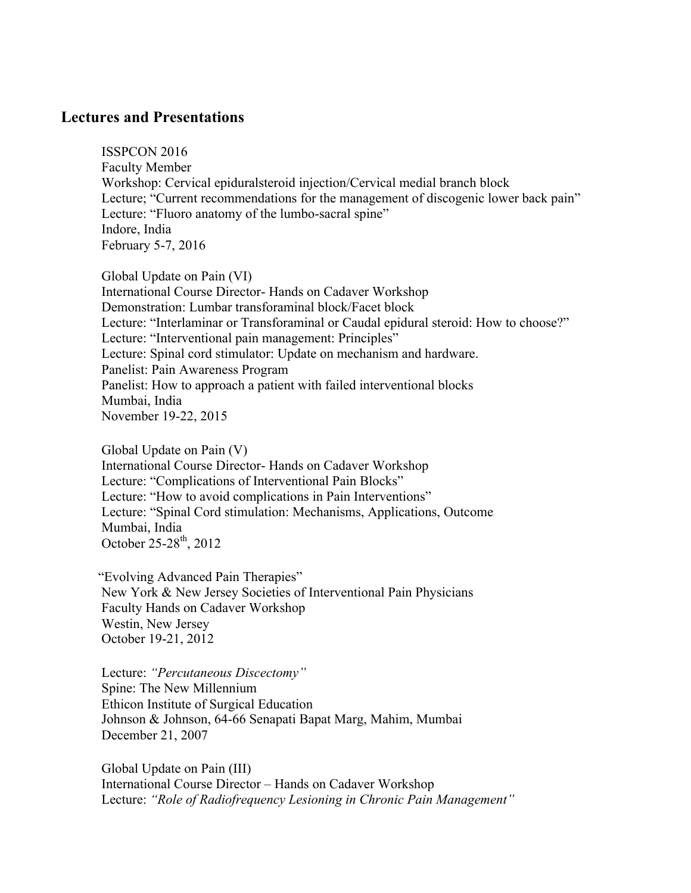## Lectures and Presentations

ISSPCON 2016
Faculty Member
Workshop: Cervical epiduralsteroid injection/Cervical medial branch block
Lecture; "Current recommendations for the management of discogenic lower back pain"
Lecture: "Fluoro anatomy of the lumbo-sacral spine"
Indore, India
February 5-7, 2016

Global Update on Pain (VI)
International Course Director- Hands on Cadaver Workshop
Demonstration: Lumbar transforaminal block/Facet block
Lecture: "Interlaminar or Transforaminal or Caudal epidural steroid: How to choose?"
Lecture: "Interventional pain management: Principles"
Lecture: Spinal cord stimulator: Update on mechanism and hardware.
Panelist: Pain Awareness Program
Panelist: How to approach a patient with failed interventional blocks
Mumbai, India
November 19-22, 2015

Global Update on Pain (V)
International Course Director- Hands on Cadaver Workshop
Lecture: "Complications of Interventional Pain Blocks"
Lecture: "How to avoid complications in Pain Interventions"
Lecture: "Spinal Cord stimulation: Mechanisms, Applications, Outcome
Mumbai, India
October 25-28th, 2012

"Evolving Advanced Pain Therapies"
New York & New Jersey Societies of Interventional Pain Physicians
Faculty Hands on Cadaver Workshop
Westin, New Jersey
October 19-21, 2012

Lecture: *"Percutaneous Discectomy"*
Spine: The New Millennium
Ethicon Institute of Surgical Education
Johnson & Johnson, 64-66 Senapati Bapat Marg, Mahim, Mumbai
December 21, 2007

Global Update on Pain (III)
International Course Director – Hands on Cadaver Workshop
Lecture: *"Role of Radiofrequency Lesioning in Chronic Pain Management"*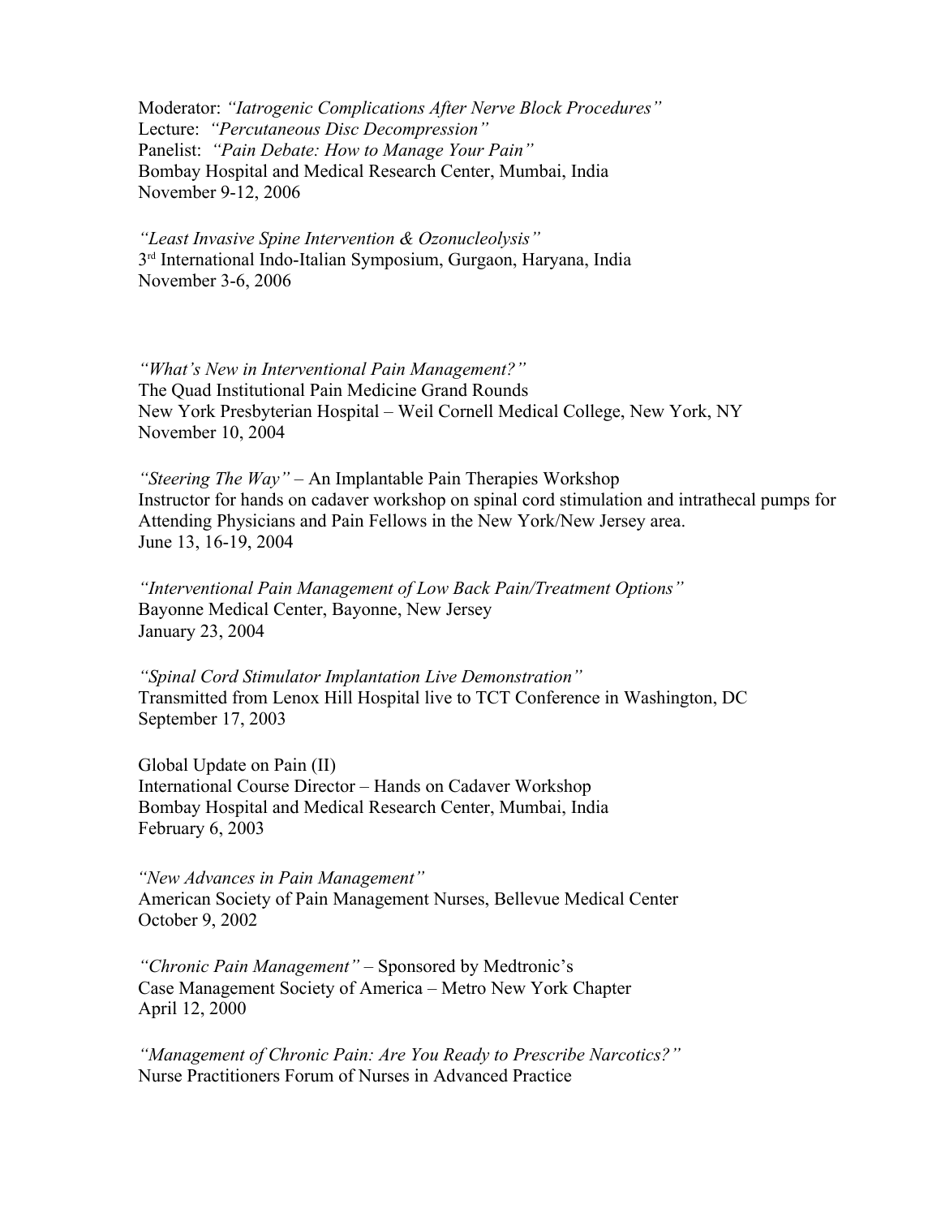Moderator: *"Iatrogenic Complications After Nerve Block Procedures"*
Lecture: *"Percutaneous Disc Decompression"*
Panelist: *"Pain Debate: How to Manage Your Pain"*
Bombay Hospital and Medical Research Center, Mumbai, India
November 9-12, 2006

*"Least Invasive Spine Intervention & Ozonucleolysis"*
3rd International Indo-Italian Symposium, Gurgaon, Haryana, India
November 3-6, 2006

*"What's New in Interventional Pain Management?"*
The Quad Institutional Pain Medicine Grand Rounds
New York Presbyterian Hospital – Weil Cornell Medical College, New York, NY
November 10, 2004

*"Steering The Way"* – An Implantable Pain Therapies Workshop
Instructor for hands on cadaver workshop on spinal cord stimulation and intrathecal pumps for Attending Physicians and Pain Fellows in the New York/New Jersey area.
June 13, 16-19, 2004

*"Interventional Pain Management of Low Back Pain/Treatment Options"*
Bayonne Medical Center, Bayonne, New Jersey
January 23, 2004

*"Spinal Cord Stimulator Implantation Live Demonstration"*
Transmitted from Lenox Hill Hospital live to TCT Conference in Washington, DC
September 17, 2003

Global Update on Pain (II)
International Course Director – Hands on Cadaver Workshop
Bombay Hospital and Medical Research Center, Mumbai, India
February 6, 2003

*"New Advances in Pain Management"*
American Society of Pain Management Nurses, Bellevue Medical Center
October 9, 2002

*"Chronic Pain Management"* – Sponsored by Medtronic's
Case Management Society of America – Metro New York Chapter
April 12, 2000

*"Management of Chronic Pain: Are You Ready to Prescribe Narcotics?"*
Nurse Practitioners Forum of Nurses in Advanced Practice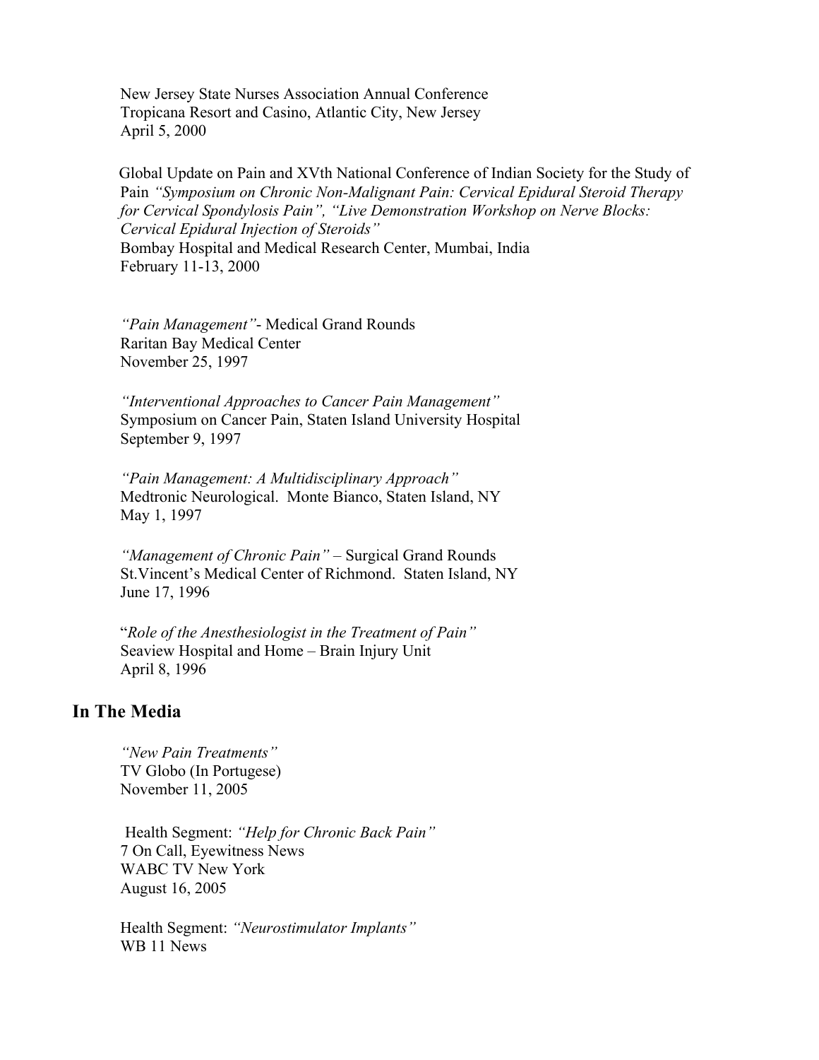New Jersey State Nurses Association Annual Conference
Tropicana Resort and Casino, Atlantic City, New Jersey
April 5, 2000

Global Update on Pain and XVth National Conference of Indian Society for the Study of Pain *"Symposium on Chronic Non-Malignant Pain: Cervical Epidural Steroid Therapy for Cervical Spondylosis Pain", "Live Demonstration Workshop on Nerve Blocks: Cervical Epidural Injection of Steroids"*
Bombay Hospital and Medical Research Center, Mumbai, India
February 11-13, 2000

*"Pain Management"*- Medical Grand Rounds
Raritan Bay Medical Center
November 25, 1997

*"Interventional Approaches to Cancer Pain Management"*
Symposium on Cancer Pain, Staten Island University Hospital
September 9, 1997

*"Pain Management: A Multidisciplinary Approach"*
Medtronic Neurological. Monte Bianco, Staten Island, NY
May 1, 1997

*"Management of Chronic Pain"* – Surgical Grand Rounds
St.Vincent's Medical Center of Richmond. Staten Island, NY
June 17, 1996

*"Role of the Anesthesiologist in the Treatment of Pain"*
Seaview Hospital and Home – Brain Injury Unit
April 8, 1996

## In The Media

*"New Pain Treatments"*
TV Globo (In Portugese)
November 11, 2005

Health Segment: *"Help for Chronic Back Pain"*
7 On Call, Eyewitness News
WABC TV New York
August 16, 2005

Health Segment: *"Neurostimulator Implants"*
WB 11 News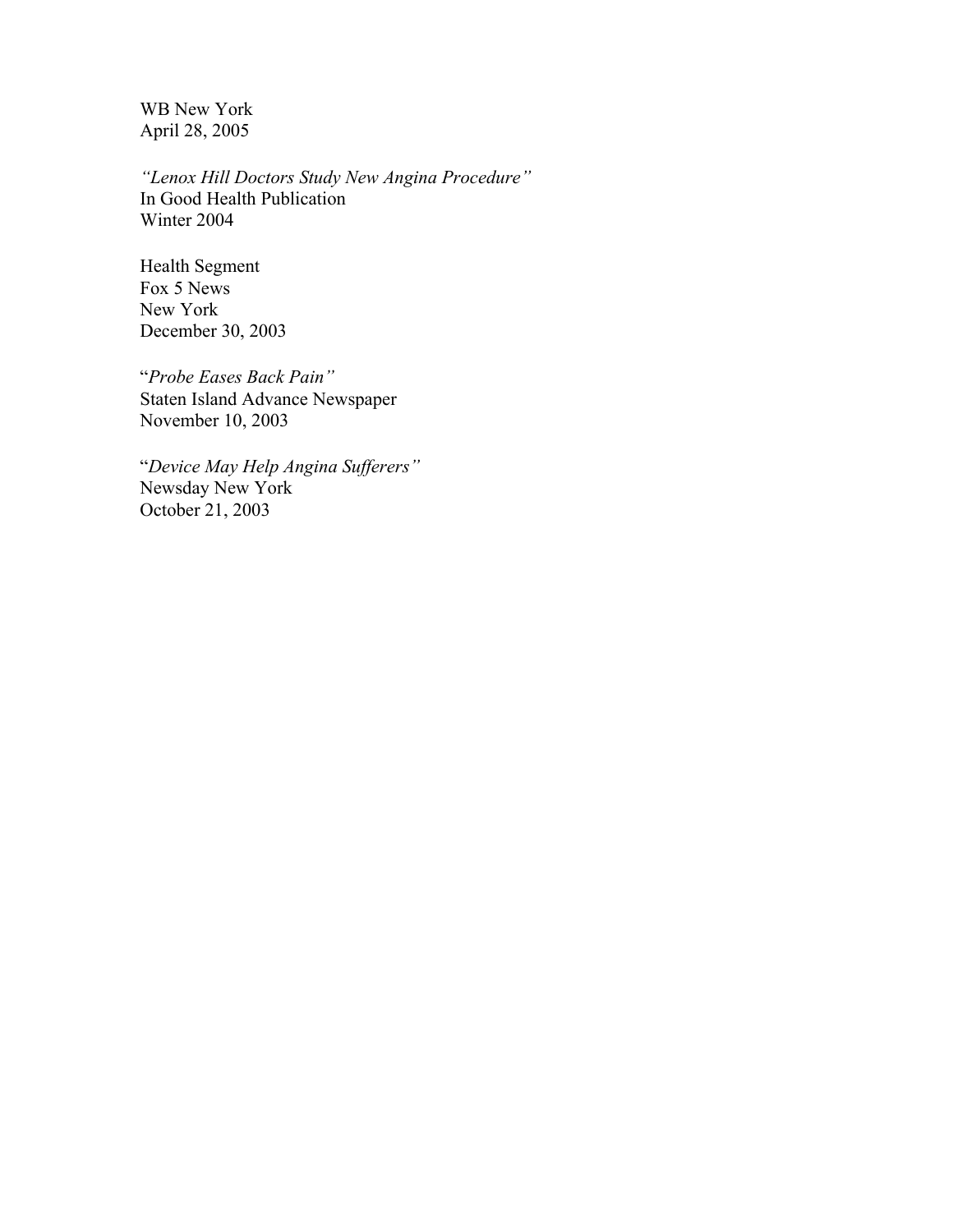WB New York
April 28, 2005

*"Lenox Hill Doctors Study New Angina Procedure"*
In Good Health Publication
Winter 2004

Health Segment
Fox 5 News
New York
December 30, 2003

"*Probe Eases Back Pain"*
Staten Island Advance Newspaper
November 10, 2003

"*Device May Help Angina Sufferers"*
Newsday New York
October 21, 2003